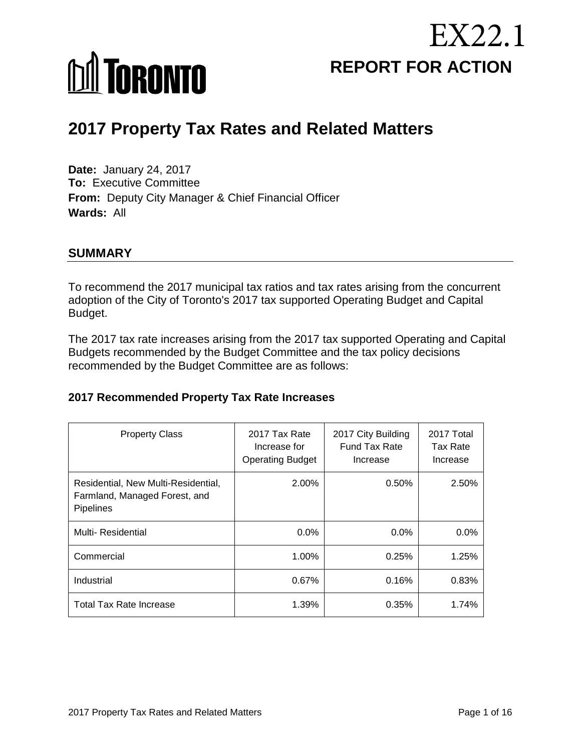EX22.1

TORONTO

**REPORT FOR ACTION**

# 2017 Property Tax Rates and Related Matters

**Date:** January 24, 2017
**To:** Executive Committee
**From:** Deputy City Manager & Chief Financial Officer
**Wards:** All

## SUMMARY

To recommend the 2017 municipal tax ratios and tax rates arising from the concurrent adoption of the City of Toronto's 2017 tax supported Operating Budget and Capital Budget.

The 2017 tax rate increases arising from the 2017 tax supported Operating and Capital Budgets recommended by the Budget Committee and the tax policy decisions recommended by the Budget Committee are as follows:

### 2017 Recommended Property Tax Rate Increases

| Property Class | 2017 Tax Rate Increase for Operating Budget | 2017 City Building Fund Tax Rate Increase | 2017 Total Tax Rate Increase |
|---|---|---|---|
| Residential, New Multi-Residential, Farmland, Managed Forest, and Pipelines | 2.00% | 0.50% | 2.50% |
| Multi- Residential | 0.0% | 0.0% | 0.0% |
| Commercial | 1.00% | 0.25% | 1.25% |
| Industrial | 0.67% | 0.16% | 0.83% |
| Total Tax Rate Increase | 1.39% | 0.35% | 1.74% |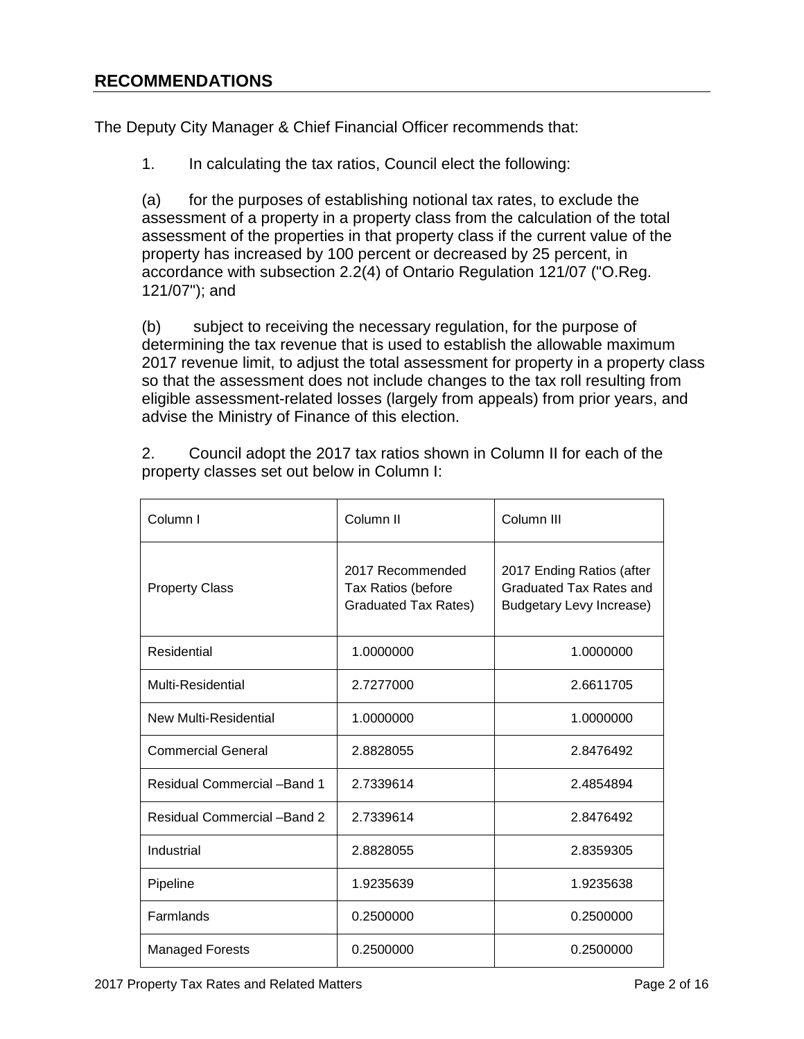## RECOMMENDATIONS

The Deputy City Manager & Chief Financial Officer recommends that:

1. In calculating the tax ratios, Council elect the following:

(a) for the purposes of establishing notional tax rates, to exclude the assessment of a property in a property class from the calculation of the total assessment of the properties in that property class if the current value of the property has increased by 100 percent or decreased by 25 percent, in accordance with subsection 2.2(4) of Ontario Regulation 121/07 ("O.Reg. 121/07"); and

(b) subject to receiving the necessary regulation, for the purpose of determining the tax revenue that is used to establish the allowable maximum 2017 revenue limit, to adjust the total assessment for property in a property class so that the assessment does not include changes to the tax roll resulting from eligible assessment-related losses (largely from appeals) from prior years, and advise the Ministry of Finance of this election.

2. Council adopt the 2017 tax ratios shown in Column II for each of the property classes set out below in Column I:

| Column I | Column II | Column III |
|---|---|---|
| Property Class | 2017 Recommended Tax Ratios (before Graduated Tax Rates) | 2017 Ending Ratios (after Graduated Tax Rates and Budgetary Levy Increase) |
| Residential | 1.0000000 | 1.0000000 |
| Multi-Residential | 2.7277000 | 2.6611705 |
| New Multi-Residential | 1.0000000 | 1.0000000 |
| Commercial General | 2.8828055 | 2.8476492 |
| Residual Commercial –Band 1 | 2.7339614 | 2.4854894 |
| Residual Commercial –Band 2 | 2.7339614 | 2.8476492 |
| Industrial | 2.8828055 | 2.8359305 |
| Pipeline | 1.9235639 | 1.9235638 |
| Farmlands | 0.2500000 | 0.2500000 |
| Managed Forests | 0.2500000 | 0.2500000 |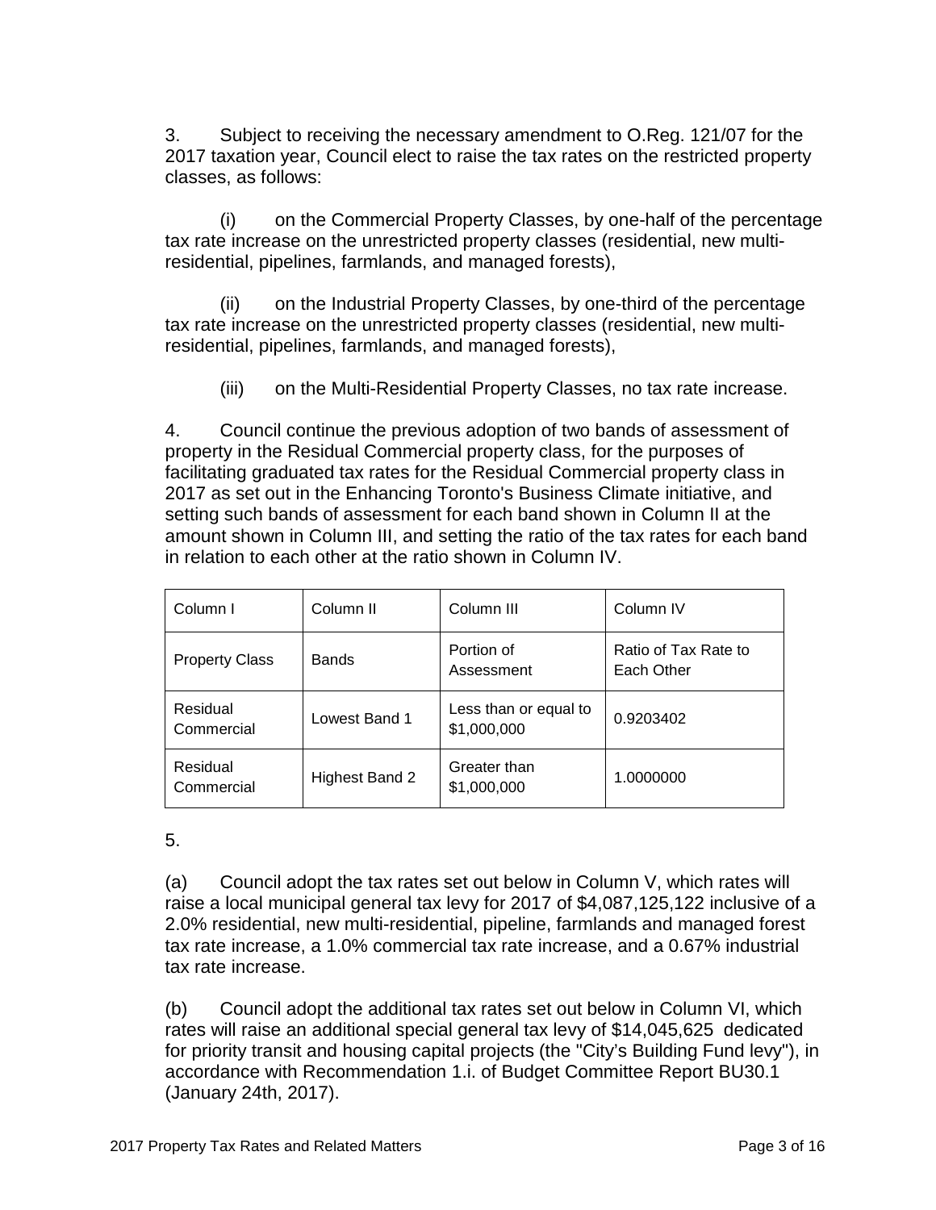3. Subject to receiving the necessary amendment to O.Reg. 121/07 for the 2017 taxation year, Council elect to raise the tax rates on the restricted property classes, as follows:

(i) on the Commercial Property Classes, by one-half of the percentage tax rate increase on the unrestricted property classes (residential, new multi-residential, pipelines, farmlands, and managed forests),

(ii) on the Industrial Property Classes, by one-third of the percentage tax rate increase on the unrestricted property classes (residential, new multi-residential, pipelines, farmlands, and managed forests),

(iii) on the Multi-Residential Property Classes, no tax rate increase.

4. Council continue the previous adoption of two bands of assessment of property in the Residual Commercial property class, for the purposes of facilitating graduated tax rates for the Residual Commercial property class in 2017 as set out in the Enhancing Toronto's Business Climate initiative, and setting such bands of assessment for each band shown in Column II at the amount shown in Column III, and setting the ratio of the tax rates for each band in relation to each other at the ratio shown in Column IV.

| Column I | Column II | Column III | Column IV |
|---|---|---|---|
| Property Class | Bands | Portion of Assessment | Ratio of Tax Rate to Each Other |
| Residual Commercial | Lowest Band 1 | Less than or equal to $1,000,000 | 0.9203402 |
| Residual Commercial | Highest Band 2 | Greater than $1,000,000 | 1.0000000 |

5.

(a) Council adopt the tax rates set out below in Column V, which rates will raise a local municipal general tax levy for 2017 of $4,087,125,122 inclusive of a 2.0% residential, new multi-residential, pipeline, farmlands and managed forest tax rate increase, a 1.0% commercial tax rate increase, and a 0.67% industrial tax rate increase.

(b) Council adopt the additional tax rates set out below in Column VI, which rates will raise an additional special general tax levy of $14,045,625 dedicated for priority transit and housing capital projects (the "City's Building Fund levy"), in accordance with Recommendation 1.i. of Budget Committee Report BU30.1 (January 24th, 2017).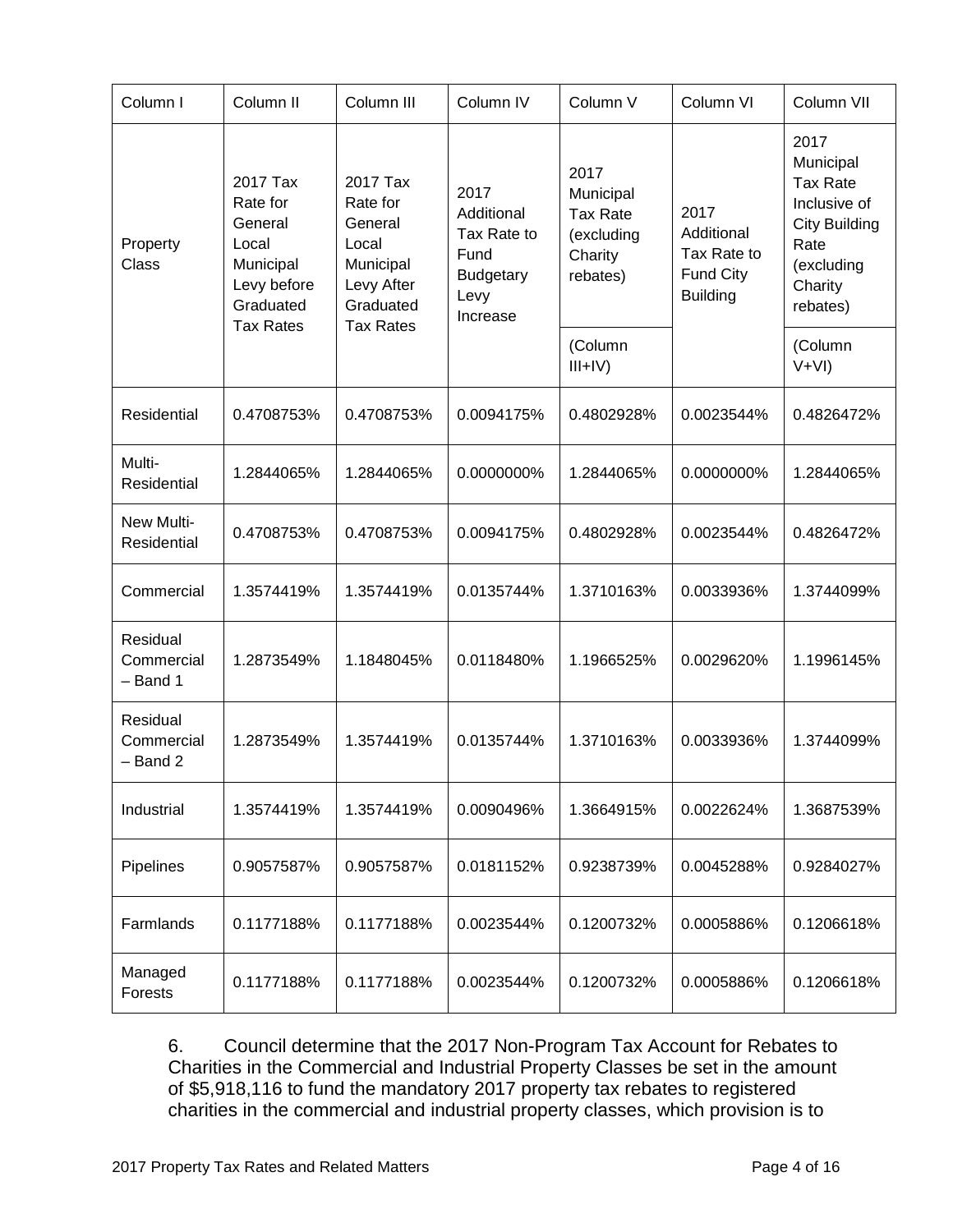| Column I | Column II | Column III | Column IV | Column V | Column VI | Column VII |
|---|---|---|---|---|---|---|
| Property Class | 2017 Tax Rate for General Local Municipal Levy before Graduated Tax Rates | 2017 Tax Rate for General Local Municipal Levy After Graduated Tax Rates | 2017 Additional Tax Rate to Fund Budgetary Levy Increase | 2017 Municipal Tax Rate (excluding Charity rebates) | 2017 Additional Tax Rate to Fund City Building | 2017 Municipal Tax Rate Inclusive of City Building Rate (excluding Charity rebates) |
| | | | | (Column III+IV) | | (Column V+VI) |
| Residential | 0.4708753% | 0.4708753% | 0.0094175% | 0.4802928% | 0.0023544% | 0.4826472% |
| Multi-Residential | 1.2844065% | 1.2844065% | 0.0000000% | 1.2844065% | 0.0000000% | 1.2844065% |
| New Multi-Residential | 0.4708753% | 0.4708753% | 0.0094175% | 0.4802928% | 0.0023544% | 0.4826472% |
| Commercial | 1.3574419% | 1.3574419% | 0.0135744% | 1.3710163% | 0.0033936% | 1.3744099% |
| Residual Commercial – Band 1 | 1.2873549% | 1.1848045% | 0.0118480% | 1.1966525% | 0.0029620% | 1.1996145% |
| Residual Commercial – Band 2 | 1.2873549% | 1.3574419% | 0.0135744% | 1.3710163% | 0.0033936% | 1.3744099% |
| Industrial | 1.3574419% | 1.3574419% | 0.0090496% | 1.3664915% | 0.0022624% | 1.3687539% |
| Pipelines | 0.9057587% | 0.9057587% | 0.0181152% | 0.9238739% | 0.0045288% | 0.9284027% |
| Farmlands | 0.1177188% | 0.1177188% | 0.0023544% | 0.1200732% | 0.0005886% | 0.1206618% |
| Managed Forests | 0.1177188% | 0.1177188% | 0.0023544% | 0.1200732% | 0.0005886% | 0.1206618% |

6. Council determine that the 2017 Non-Program Tax Account for Rebates to Charities in the Commercial and Industrial Property Classes be set in the amount of $5,918,116 to fund the mandatory 2017 property tax rebates to registered charities in the commercial and industrial property classes, which provision is to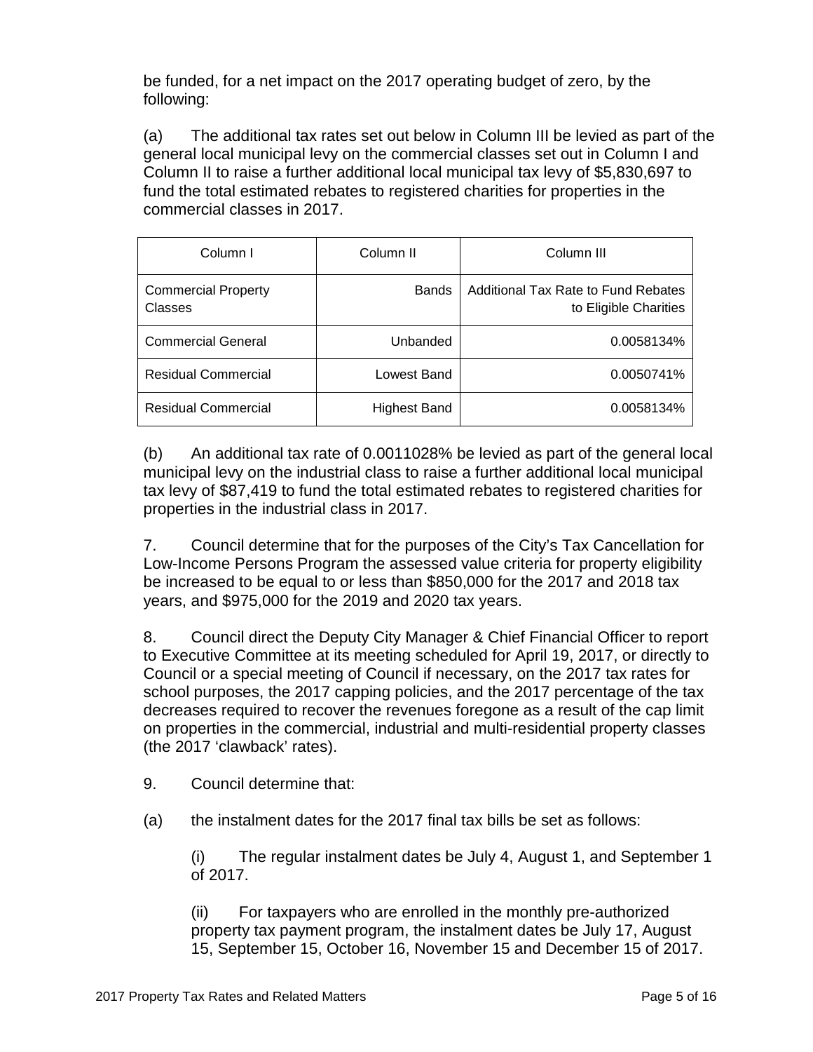be funded, for a net impact on the 2017 operating budget of zero, by the following:

(a) The additional tax rates set out below in Column III be levied as part of the general local municipal levy on the commercial classes set out in Column I and Column II to raise a further additional local municipal tax levy of $5,830,697 to fund the total estimated rebates to registered charities for properties in the commercial classes in 2017.

| Column I | Column II | Column III |
|---|---|---|
| Commercial Property Classes | Bands | Additional Tax Rate to Fund Rebates to Eligible Charities |
| Commercial General | Unbanded | 0.0058134% |
| Residual Commercial | Lowest Band | 0.0050741% |
| Residual Commercial | Highest Band | 0.0058134% |

(b) An additional tax rate of 0.0011028% be levied as part of the general local municipal levy on the industrial class to raise a further additional local municipal tax levy of $87,419 to fund the total estimated rebates to registered charities for properties in the industrial class in 2017.

7. Council determine that for the purposes of the City's Tax Cancellation for Low-Income Persons Program the assessed value criteria for property eligibility be increased to be equal to or less than $850,000 for the 2017 and 2018 tax years, and $975,000 for the 2019 and 2020 tax years.

8. Council direct the Deputy City Manager & Chief Financial Officer to report to Executive Committee at its meeting scheduled for April 19, 2017, or directly to Council or a special meeting of Council if necessary, on the 2017 tax rates for school purposes, the 2017 capping policies, and the 2017 percentage of the tax decreases required to recover the revenues foregone as a result of the cap limit on properties in the commercial, industrial and multi-residential property classes (the 2017 'clawback' rates).

9. Council determine that:

(a) the instalment dates for the 2017 final tax bills be set as follows:

(i) The regular instalment dates be July 4, August 1, and September 1 of 2017.

(ii) For taxpayers who are enrolled in the monthly pre-authorized property tax payment program, the instalment dates be July 17, August 15, September 15, October 16, November 15 and December 15 of 2017.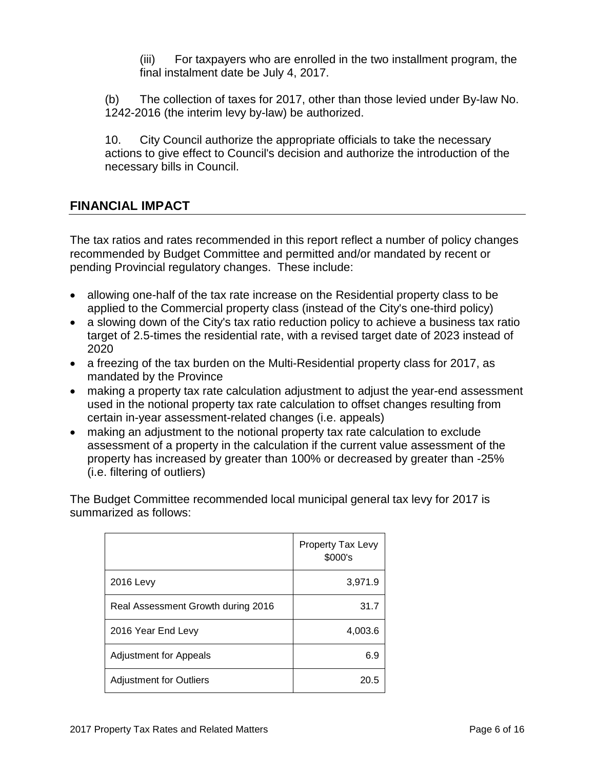(iii) For taxpayers who are enrolled in the two installment program, the final instalment date be July 4, 2017.

(b) The collection of taxes for 2017, other than those levied under By-law No. 1242-2016 (the interim levy by-law) be authorized.

10. City Council authorize the appropriate officials to take the necessary actions to give effect to Council's decision and authorize the introduction of the necessary bills in Council.

## FINANCIAL IMPACT

The tax ratios and rates recommended in this report reflect a number of policy changes recommended by Budget Committee and permitted and/or mandated by recent or pending Provincial regulatory changes. These include:

- allowing one-half of the tax rate increase on the Residential property class to be applied to the Commercial property class (instead of the City's one-third policy)
- a slowing down of the City's tax ratio reduction policy to achieve a business tax ratio target of 2.5-times the residential rate, with a revised target date of 2023 instead of 2020
- a freezing of the tax burden on the Multi-Residential property class for 2017, as mandated by the Province
- making a property tax rate calculation adjustment to adjust the year-end assessment used in the notional property tax rate calculation to offset changes resulting from certain in-year assessment-related changes (i.e. appeals)
- making an adjustment to the notional property tax rate calculation to exclude assessment of a property in the calculation if the current value assessment of the property has increased by greater than 100% or decreased by greater than -25% (i.e. filtering of outliers)

The Budget Committee recommended local municipal general tax levy for 2017 is summarized as follows:

| | Property Tax Levy $000's |
|---|---|
| 2016 Levy | 3,971.9 |
| Real Assessment Growth during 2016 | 31.7 |
| 2016 Year End Levy | 4,003.6 |
| Adjustment for Appeals | 6.9 |
| Adjustment for Outliers | 20.5 |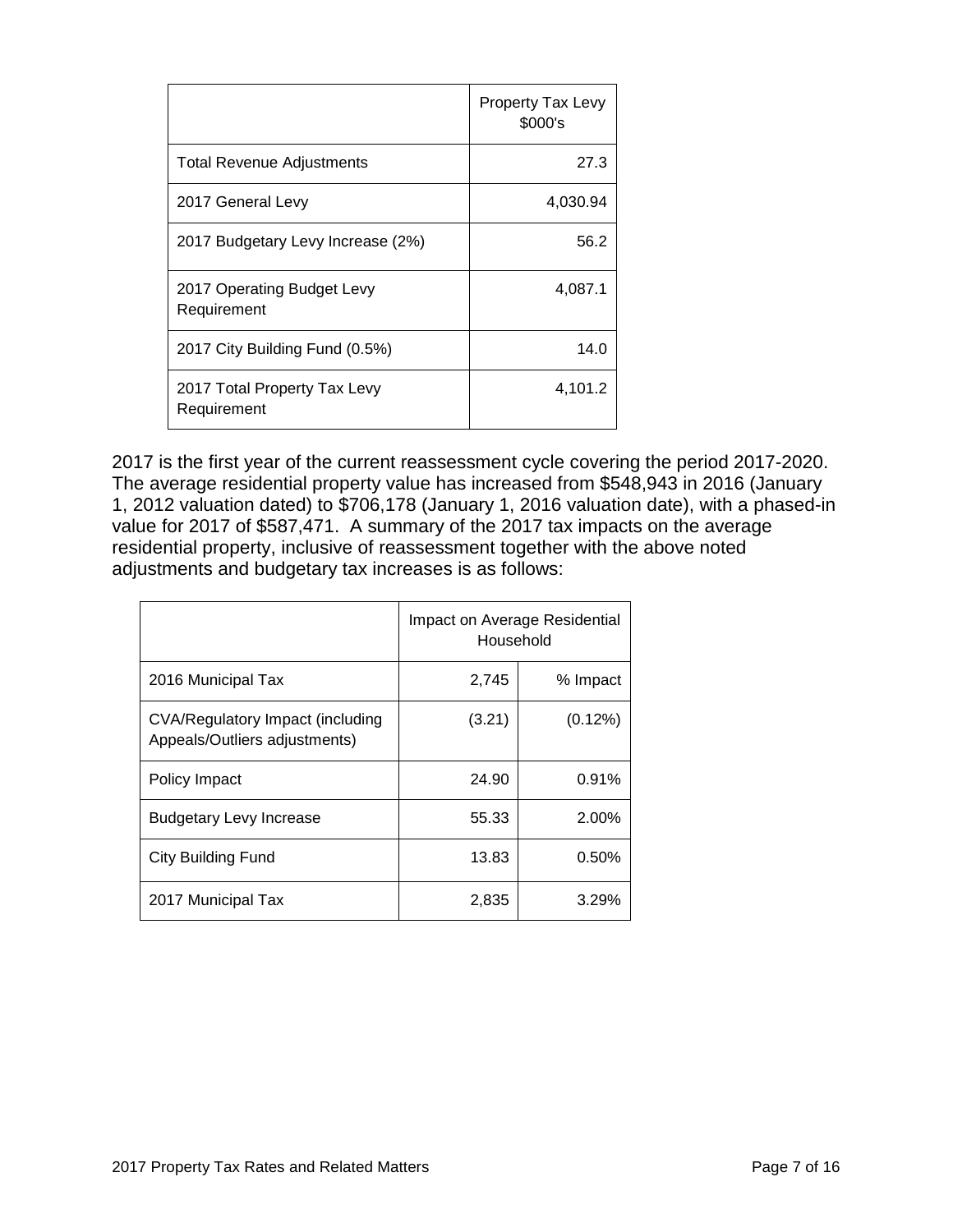| | Property Tax Levy $000's |
|---|---|
| Total Revenue Adjustments | 27.3 |
| 2017 General Levy | 4,030.94 |
| 2017 Budgetary Levy Increase (2%) | 56.2 |
| 2017 Operating Budget Levy Requirement | 4,087.1 |
| 2017 City Building Fund (0.5%) | 14.0 |
| 2017 Total Property Tax Levy Requirement | 4,101.2 |

2017 is the first year of the current reassessment cycle covering the period 2017-2020. The average residential property value has increased from $548,943 in 2016 (January 1, 2012 valuation dated) to $706,178 (January 1, 2016 valuation date), with a phased-in value for 2017 of $587,471. A summary of the 2017 tax impacts on the average residential property, inclusive of reassessment together with the above noted adjustments and budgetary tax increases is as follows:

| | Impact on Average Residential Household | |
|---|---|---|
| 2016 Municipal Tax | 2,745 | % Impact |
| CVA/Regulatory Impact (including Appeals/Outliers adjustments) | (3.21) | (0.12%) |
| Policy Impact | 24.90 | 0.91% |
| Budgetary Levy Increase | 55.33 | 2.00% |
| City Building Fund | 13.83 | 0.50% |
| 2017 Municipal Tax | 2,835 | 3.29% |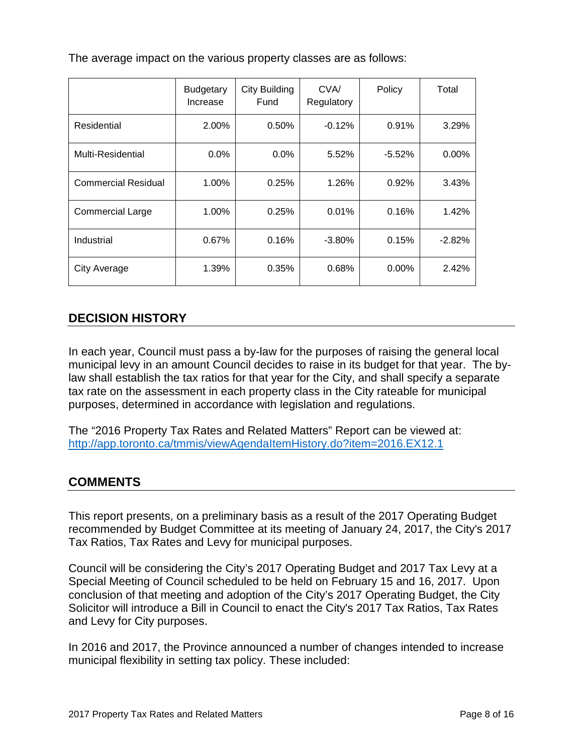The average impact on the various property classes are as follows:

| | Budgetary Increase | City Building Fund | CVA/ Regulatory | Policy | Total |
|---|---|---|---|---|---|
| Residential | 2.00% | 0.50% | -0.12% | 0.91% | 3.29% |
| Multi-Residential | 0.0% | 0.0% | 5.52% | -5.52% | 0.00% |
| Commercial Residual | 1.00% | 0.25% | 1.26% | 0.92% | 3.43% |
| Commercial Large | 1.00% | 0.25% | 0.01% | 0.16% | 1.42% |
| Industrial | 0.67% | 0.16% | -3.80% | 0.15% | -2.82% |
| City Average | 1.39% | 0.35% | 0.68% | 0.00% | 2.42% |

## DECISION HISTORY

In each year, Council must pass a by-law for the purposes of raising the general local municipal levy in an amount Council decides to raise in its budget for that year. The by-law shall establish the tax ratios for that year for the City, and shall specify a separate tax rate on the assessment in each property class in the City rateable for municipal purposes, determined in accordance with legislation and regulations.

The "2016 Property Tax Rates and Related Matters" Report can be viewed at: http://app.toronto.ca/tmmis/viewAgendaItemHistory.do?item=2016.EX12.1

## COMMENTS

This report presents, on a preliminary basis as a result of the 2017 Operating Budget recommended by Budget Committee at its meeting of January 24, 2017, the City's 2017 Tax Ratios, Tax Rates and Levy for municipal purposes.

Council will be considering the City's 2017 Operating Budget and 2017 Tax Levy at a Special Meeting of Council scheduled to be held on February 15 and 16, 2017. Upon conclusion of that meeting and adoption of the City's 2017 Operating Budget, the City Solicitor will introduce a Bill in Council to enact the City's 2017 Tax Ratios, Tax Rates and Levy for City purposes.

In 2016 and 2017, the Province announced a number of changes intended to increase municipal flexibility in setting tax policy. These included: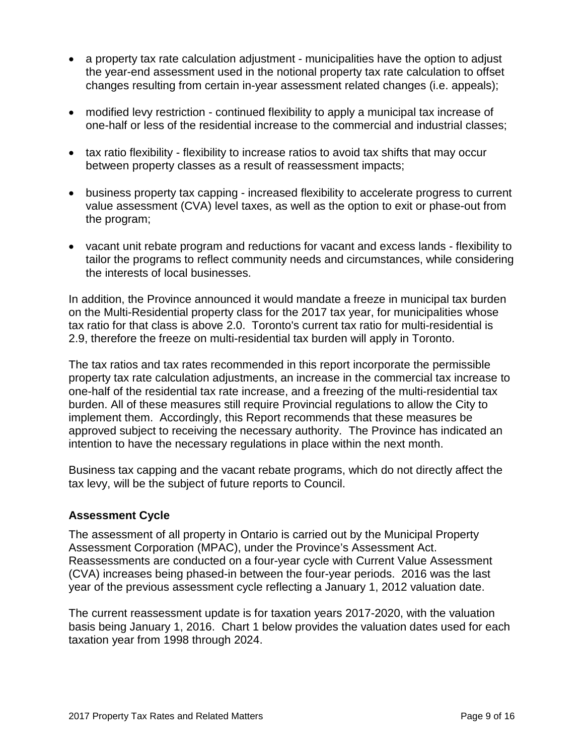- a property tax rate calculation adjustment - municipalities have the option to adjust the year-end assessment used in the notional property tax rate calculation to offset changes resulting from certain in-year assessment related changes (i.e. appeals);

- modified levy restriction - continued flexibility to apply a municipal tax increase of one-half or less of the residential increase to the commercial and industrial classes;

- tax ratio flexibility - flexibility to increase ratios to avoid tax shifts that may occur between property classes as a result of reassessment impacts;

- business property tax capping - increased flexibility to accelerate progress to current value assessment (CVA) level taxes, as well as the option to exit or phase-out from the program;

- vacant unit rebate program and reductions for vacant and excess lands - flexibility to tailor the programs to reflect community needs and circumstances, while considering the interests of local businesses.

In addition, the Province announced it would mandate a freeze in municipal tax burden on the Multi-Residential property class for the 2017 tax year, for municipalities whose tax ratio for that class is above 2.0. Toronto's current tax ratio for multi-residential is 2.9, therefore the freeze on multi-residential tax burden will apply in Toronto.

The tax ratios and tax rates recommended in this report incorporate the permissible property tax rate calculation adjustments, an increase in the commercial tax increase to one-half of the residential tax rate increase, and a freezing of the multi-residential tax burden. All of these measures still require Provincial regulations to allow the City to implement them. Accordingly, this Report recommends that these measures be approved subject to receiving the necessary authority. The Province has indicated an intention to have the necessary regulations in place within the next month.

Business tax capping and the vacant rebate programs, which do not directly affect the tax levy, will be the subject of future reports to Council.

### Assessment Cycle

The assessment of all property in Ontario is carried out by the Municipal Property Assessment Corporation (MPAC), under the Province's Assessment Act. Reassessments are conducted on a four-year cycle with Current Value Assessment (CVA) increases being phased-in between the four-year periods. 2016 was the last year of the previous assessment cycle reflecting a January 1, 2012 valuation date.

The current reassessment update is for taxation years 2017-2020, with the valuation basis being January 1, 2016. Chart 1 below provides the valuation dates used for each taxation year from 1998 through 2024.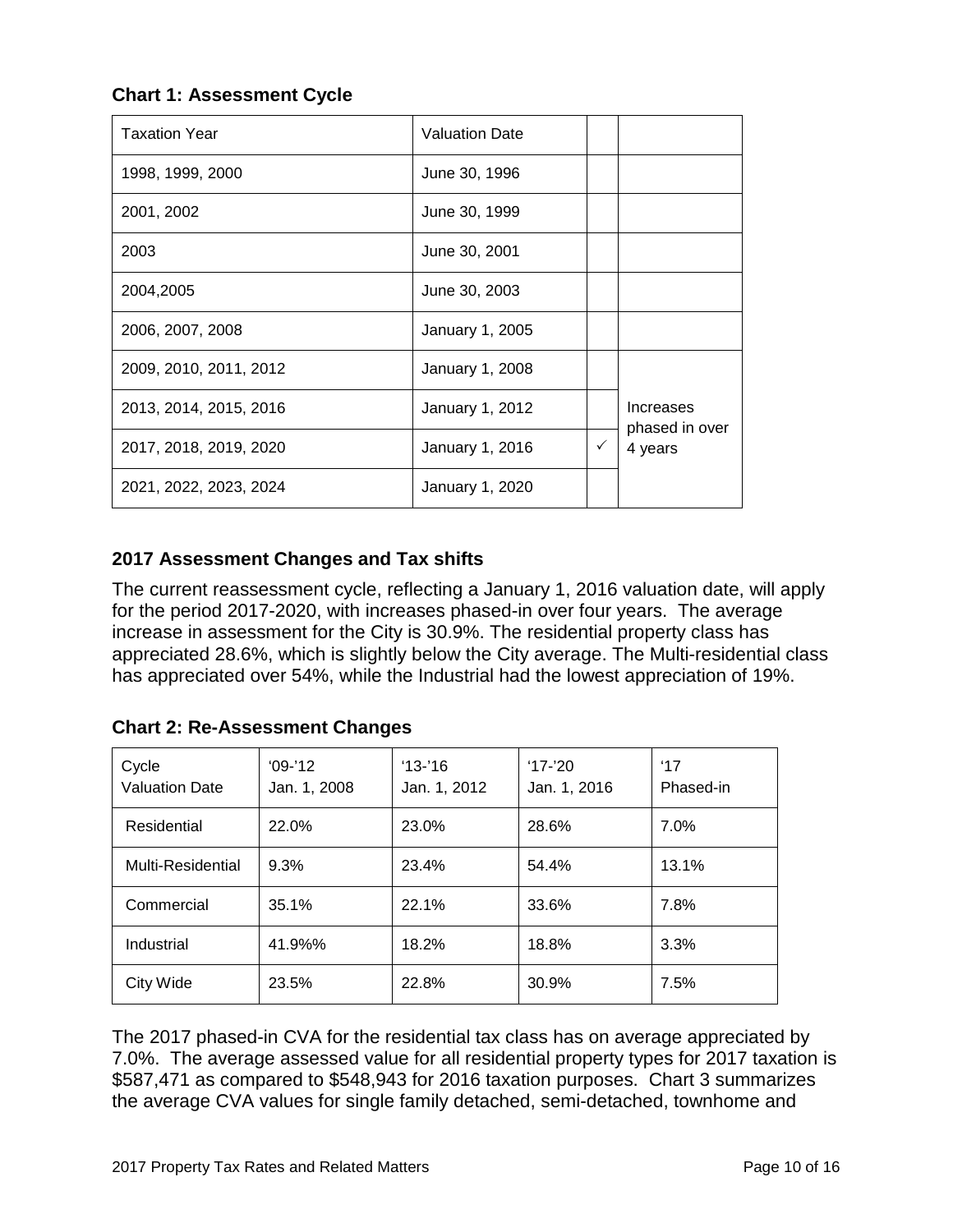**Chart 1: Assessment Cycle**

| Taxation Year | Valuation Date | | |
|---|---|---|---|
| 1998, 1999, 2000 | June 30, 1996 | | |
| 2001, 2002 | June 30, 1999 | | |
| 2003 | June 30, 2001 | | |
| 2004,2005 | June 30, 2003 | | |
| 2006, 2007, 2008 | January 1, 2005 | | |
| 2009, 2010, 2011, 2012 | January 1, 2008 | | Increases phased in over 4 years |
| 2013, 2014, 2015, 2016 | January 1, 2012 | | |
| 2017, 2018, 2019, 2020 | January 1, 2016 | ✓ | |
| 2021, 2022, 2023, 2024 | January 1, 2020 | | |

**2017 Assessment Changes and Tax shifts**

The current reassessment cycle, reflecting a January 1, 2016 valuation date, will apply for the period 2017-2020, with increases phased-in over four years. The average increase in assessment for the City is 30.9%. The residential property class has appreciated 28.6%, which is slightly below the City average. The Multi-residential class has appreciated over 54%, while the Industrial had the lowest appreciation of 19%.

**Chart 2: Re-Assessment Changes**

| Cycle<br>Valuation Date | '09-'12<br>Jan. 1, 2008 | '13-'16<br>Jan. 1, 2012 | '17-'20<br>Jan. 1, 2016 | '17<br>Phased-in |
|---|---|---|---|---|
| Residential | 22.0% | 23.0% | 28.6% | 7.0% |
| Multi-Residential | 9.3% | 23.4% | 54.4% | 13.1% |
| Commercial | 35.1% | 22.1% | 33.6% | 7.8% |
| Industrial | 41.9%% | 18.2% | 18.8% | 3.3% |
| City Wide | 23.5% | 22.8% | 30.9% | 7.5% |

The 2017 phased-in CVA for the residential tax class has on average appreciated by 7.0%. The average assessed value for all residential property types for 2017 taxation is $587,471 as compared to $548,943 for 2016 taxation purposes. Chart 3 summarizes the average CVA values for single family detached, semi-detached, townhome and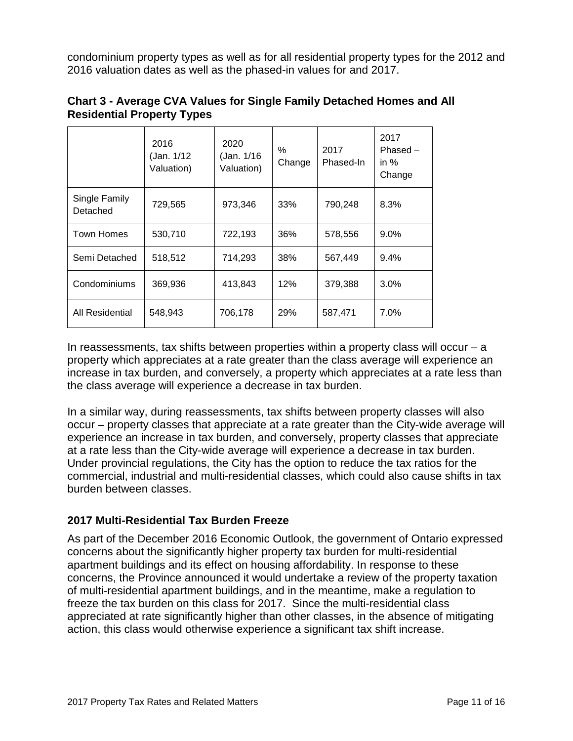condominium property types as well as for all residential property types for the 2012 and 2016 valuation dates as well as the phased-in values for and 2017.

**Chart 3 - Average CVA Values for Single Family Detached Homes and All Residential Property Types**

| | 2016 (Jan. 1/12 Valuation) | 2020 (Jan. 1/16 Valuation) | % Change | 2017 Phased-In | 2017 Phased – in % Change |
|---|---|---|---|---|---|
| Single Family Detached | 729,565 | 973,346 | 33% | 790,248 | 8.3% |
| Town Homes | 530,710 | 722,193 | 36% | 578,556 | 9.0% |
| Semi Detached | 518,512 | 714,293 | 38% | 567,449 | 9.4% |
| Condominiums | 369,936 | 413,843 | 12% | 379,388 | 3.0% |
| All Residential | 548,943 | 706,178 | 29% | 587,471 | 7.0% |

In reassessments, tax shifts between properties within a property class will occur – a property which appreciates at a rate greater than the class average will experience an increase in tax burden, and conversely, a property which appreciates at a rate less than the class average will experience a decrease in tax burden.

In a similar way, during reassessments, tax shifts between property classes will also occur – property classes that appreciate at a rate greater than the City-wide average will experience an increase in tax burden, and conversely, property classes that appreciate at a rate less than the City-wide average will experience a decrease in tax burden. Under provincial regulations, the City has the option to reduce the tax ratios for the commercial, industrial and multi-residential classes, which could also cause shifts in tax burden between classes.

## 2017 Multi-Residential Tax Burden Freeze

As part of the December 2016 Economic Outlook, the government of Ontario expressed concerns about the significantly higher property tax burden for multi-residential apartment buildings and its effect on housing affordability. In response to these concerns, the Province announced it would undertake a review of the property taxation of multi-residential apartment buildings, and in the meantime, make a regulation to freeze the tax burden on this class for 2017. Since the multi-residential class appreciated at rate significantly higher than other classes, in the absence of mitigating action, this class would otherwise experience a significant tax shift increase.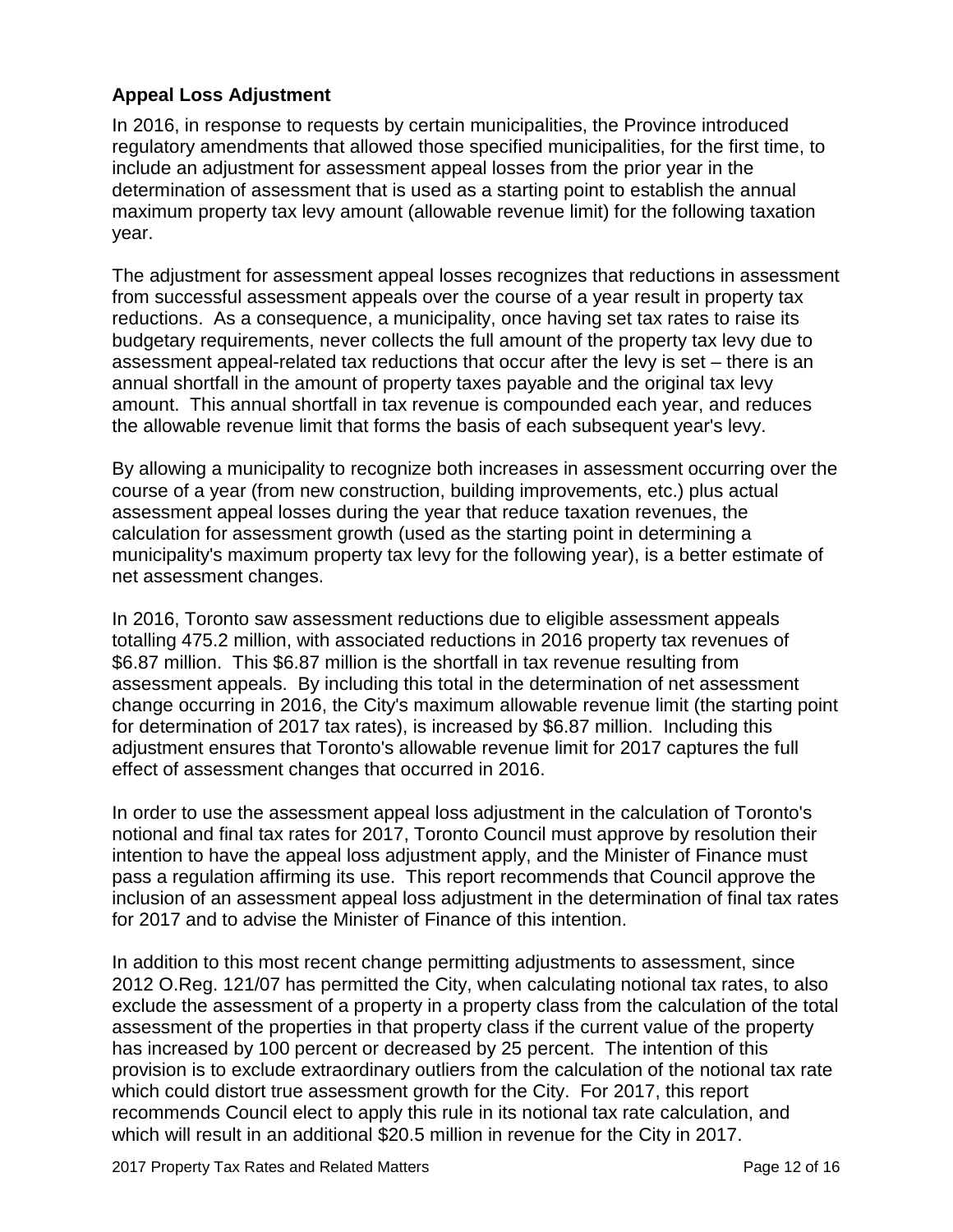**Appeal Loss Adjustment**

In 2016, in response to requests by certain municipalities, the Province introduced regulatory amendments that allowed those specified municipalities, for the first time, to include an adjustment for assessment appeal losses from the prior year in the determination of assessment that is used as a starting point to establish the annual maximum property tax levy amount (allowable revenue limit) for the following taxation year.

The adjustment for assessment appeal losses recognizes that reductions in assessment from successful assessment appeals over the course of a year result in property tax reductions. As a consequence, a municipality, once having set tax rates to raise its budgetary requirements, never collects the full amount of the property tax levy due to assessment appeal-related tax reductions that occur after the levy is set – there is an annual shortfall in the amount of property taxes payable and the original tax levy amount. This annual shortfall in tax revenue is compounded each year, and reduces the allowable revenue limit that forms the basis of each subsequent year's levy.

By allowing a municipality to recognize both increases in assessment occurring over the course of a year (from new construction, building improvements, etc.) plus actual assessment appeal losses during the year that reduce taxation revenues, the calculation for assessment growth (used as the starting point in determining a municipality's maximum property tax levy for the following year), is a better estimate of net assessment changes.

In 2016, Toronto saw assessment reductions due to eligible assessment appeals totalling 475.2 million, with associated reductions in 2016 property tax revenues of $6.87 million. This $6.87 million is the shortfall in tax revenue resulting from assessment appeals. By including this total in the determination of net assessment change occurring in 2016, the City's maximum allowable revenue limit (the starting point for determination of 2017 tax rates), is increased by $6.87 million. Including this adjustment ensures that Toronto's allowable revenue limit for 2017 captures the full effect of assessment changes that occurred in 2016.

In order to use the assessment appeal loss adjustment in the calculation of Toronto's notional and final tax rates for 2017, Toronto Council must approve by resolution their intention to have the appeal loss adjustment apply, and the Minister of Finance must pass a regulation affirming its use. This report recommends that Council approve the inclusion of an assessment appeal loss adjustment in the determination of final tax rates for 2017 and to advise the Minister of Finance of this intention.

In addition to this most recent change permitting adjustments to assessment, since 2012 O.Reg. 121/07 has permitted the City, when calculating notional tax rates, to also exclude the assessment of a property in a property class from the calculation of the total assessment of the properties in that property class if the current value of the property has increased by 100 percent or decreased by 25 percent. The intention of this provision is to exclude extraordinary outliers from the calculation of the notional tax rate which could distort true assessment growth for the City. For 2017, this report recommends Council elect to apply this rule in its notional tax rate calculation, and which will result in an additional $20.5 million in revenue for the City in 2017.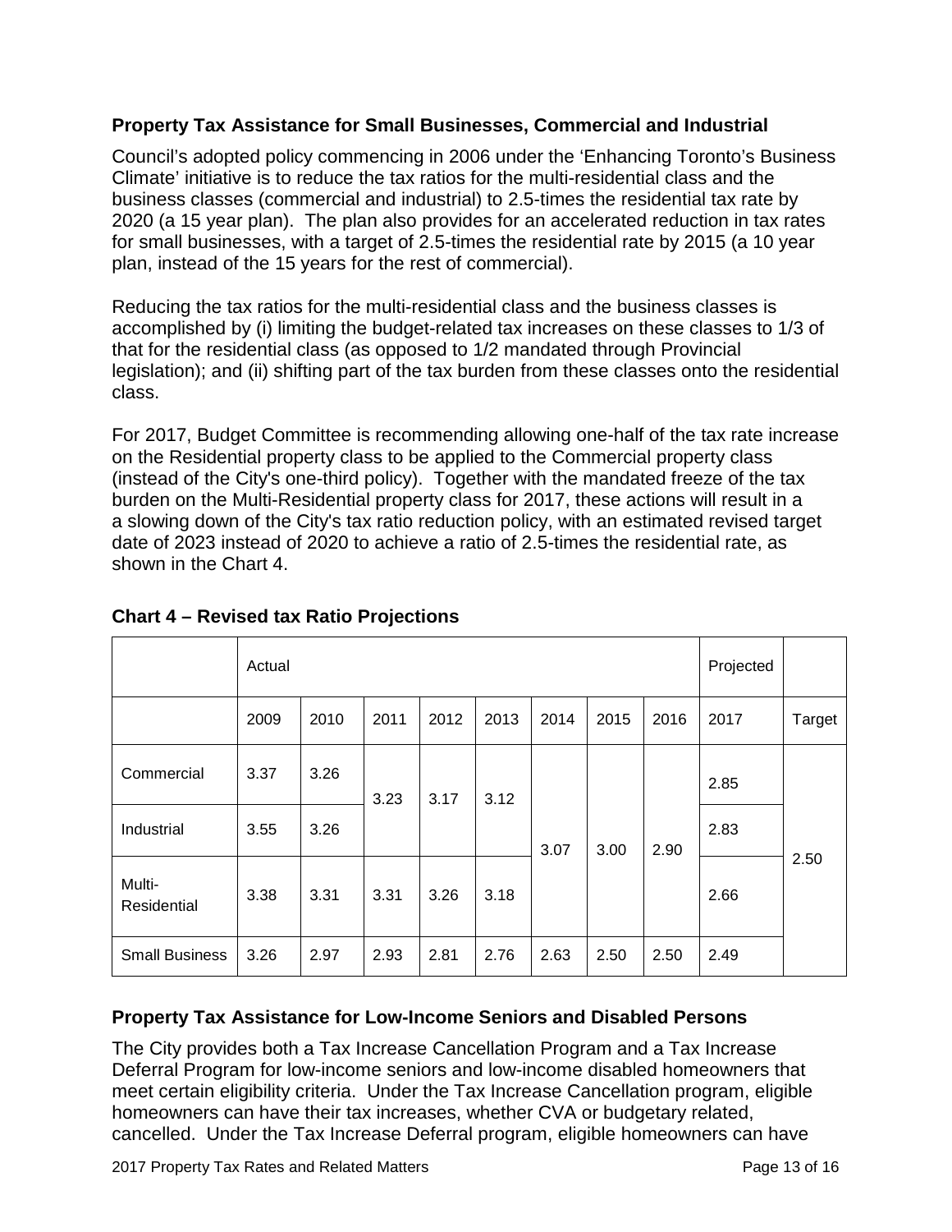### Property Tax Assistance for Small Businesses, Commercial and Industrial

Council's adopted policy commencing in 2006 under the 'Enhancing Toronto's Business Climate' initiative is to reduce the tax ratios for the multi-residential class and the business classes (commercial and industrial) to 2.5-times the residential tax rate by 2020 (a 15 year plan). The plan also provides for an accelerated reduction in tax rates for small businesses, with a target of 2.5-times the residential rate by 2015 (a 10 year plan, instead of the 15 years for the rest of commercial).

Reducing the tax ratios for the multi-residential class and the business classes is accomplished by (i) limiting the budget-related tax increases on these classes to 1/3 of that for the residential class (as opposed to 1/2 mandated through Provincial legislation); and (ii) shifting part of the tax burden from these classes onto the residential class.

For 2017, Budget Committee is recommending allowing one-half of the tax rate increase on the Residential property class to be applied to the Commercial property class (instead of the City's one-third policy). Together with the mandated freeze of the tax burden on the Multi-Residential property class for 2017, these actions will result in a a slowing down of the City's tax ratio reduction policy, with an estimated revised target date of 2023 instead of 2020 to achieve a ratio of 2.5-times the residential rate, as shown in the Chart 4.

**Chart 4 – Revised tax Ratio Projections**

| | Actual | | | | | | | | Projected | |
|---|---|---|---|---|---|---|---|---|---|---|
| | 2009 | 2010 | 2011 | 2012 | 2013 | 2014 | 2015 | 2016 | 2017 | Target |
| Commercial | 3.37 | 3.26 | 3.23 | 3.17 | 3.12 | 3.07 | 3.00 | 2.90 | 2.85 | 2.50 |
| Industrial | 3.55 | 3.26 | 3.23 | 3.17 | 3.12 | 3.07 | 3.00 | 2.90 | 2.83 | 2.50 |
| Multi-Residential | 3.38 | 3.31 | 3.31 | 3.26 | 3.18 | 3.07 | 3.00 | 2.90 | 2.66 | 2.50 |
| Small Business | 3.26 | 2.97 | 2.93 | 2.81 | 2.76 | 2.63 | 2.50 | 2.50 | 2.49 | 2.50 |

### Property Tax Assistance for Low-Income Seniors and Disabled Persons

The City provides both a Tax Increase Cancellation Program and a Tax Increase Deferral Program for low-income seniors and low-income disabled homeowners that meet certain eligibility criteria. Under the Tax Increase Cancellation program, eligible homeowners can have their tax increases, whether CVA or budgetary related, cancelled. Under the Tax Increase Deferral program, eligible homeowners can have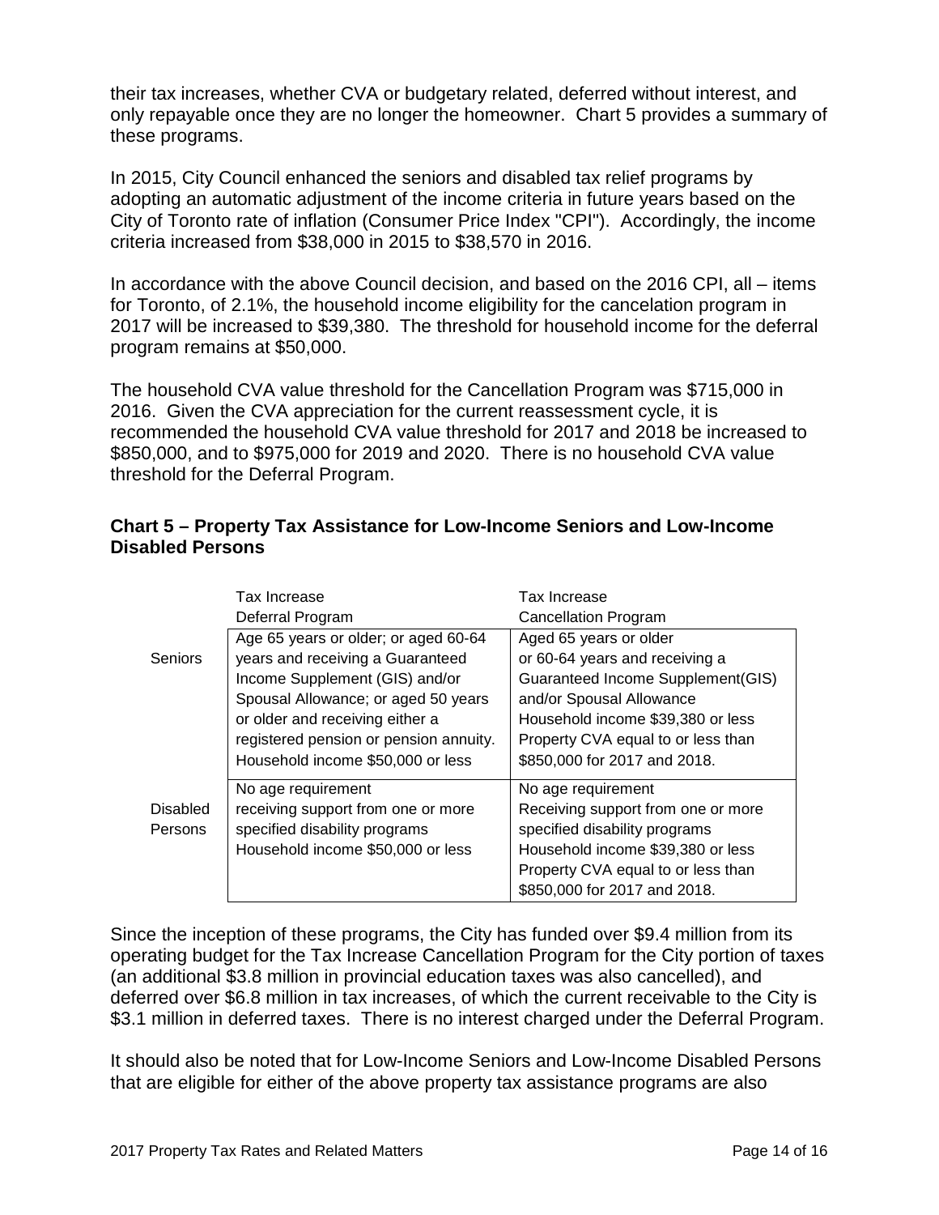their tax increases, whether CVA or budgetary related, deferred without interest, and only repayable once they are no longer the homeowner. Chart 5 provides a summary of these programs.

In 2015, City Council enhanced the seniors and disabled tax relief programs by adopting an automatic adjustment of the income criteria in future years based on the City of Toronto rate of inflation (Consumer Price Index "CPI"). Accordingly, the income criteria increased from $38,000 in 2015 to $38,570 in 2016.

In accordance with the above Council decision, and based on the 2016 CPI, all – items for Toronto, of 2.1%, the household income eligibility for the cancelation program in 2017 will be increased to $39,380. The threshold for household income for the deferral program remains at $50,000.

The household CVA value threshold for the Cancellation Program was $715,000 in 2016. Given the CVA appreciation for the current reassessment cycle, it is recommended the household CVA value threshold for 2017 and 2018 be increased to $850,000, and to $975,000 for 2019 and 2020. There is no household CVA value threshold for the Deferral Program.

**Chart 5 – Property Tax Assistance for Low-Income Seniors and Low-Income Disabled Persons**

| | Tax Increase Deferral Program | Tax Increase Cancellation Program |
|---|---|---|
| Seniors | Age 65 years or older; or aged 60-64 years and receiving a Guaranteed Income Supplement (GIS) and/or Spousal Allowance; or aged 50 years or older and receiving either a registered pension or pension annuity. Household income $50,000 or less | Aged 65 years or older or 60-64 years and receiving a Guaranteed Income Supplement(GIS) and/or Spousal Allowance Household income $39,380 or less Property CVA equal to or less than $850,000 for 2017 and 2018. |
| Disabled Persons | No age requirement receiving support from one or more specified disability programs Household income $50,000 or less | No age requirement Receiving support from one or more specified disability programs Household income $39,380 or less Property CVA equal to or less than $850,000 for 2017 and 2018. |

Since the inception of these programs, the City has funded over $9.4 million from its operating budget for the Tax Increase Cancellation Program for the City portion of taxes (an additional $3.8 million in provincial education taxes was also cancelled), and deferred over $6.8 million in tax increases, of which the current receivable to the City is $3.1 million in deferred taxes. There is no interest charged under the Deferral Program.

It should also be noted that for Low-Income Seniors and Low-Income Disabled Persons that are eligible for either of the above property tax assistance programs are also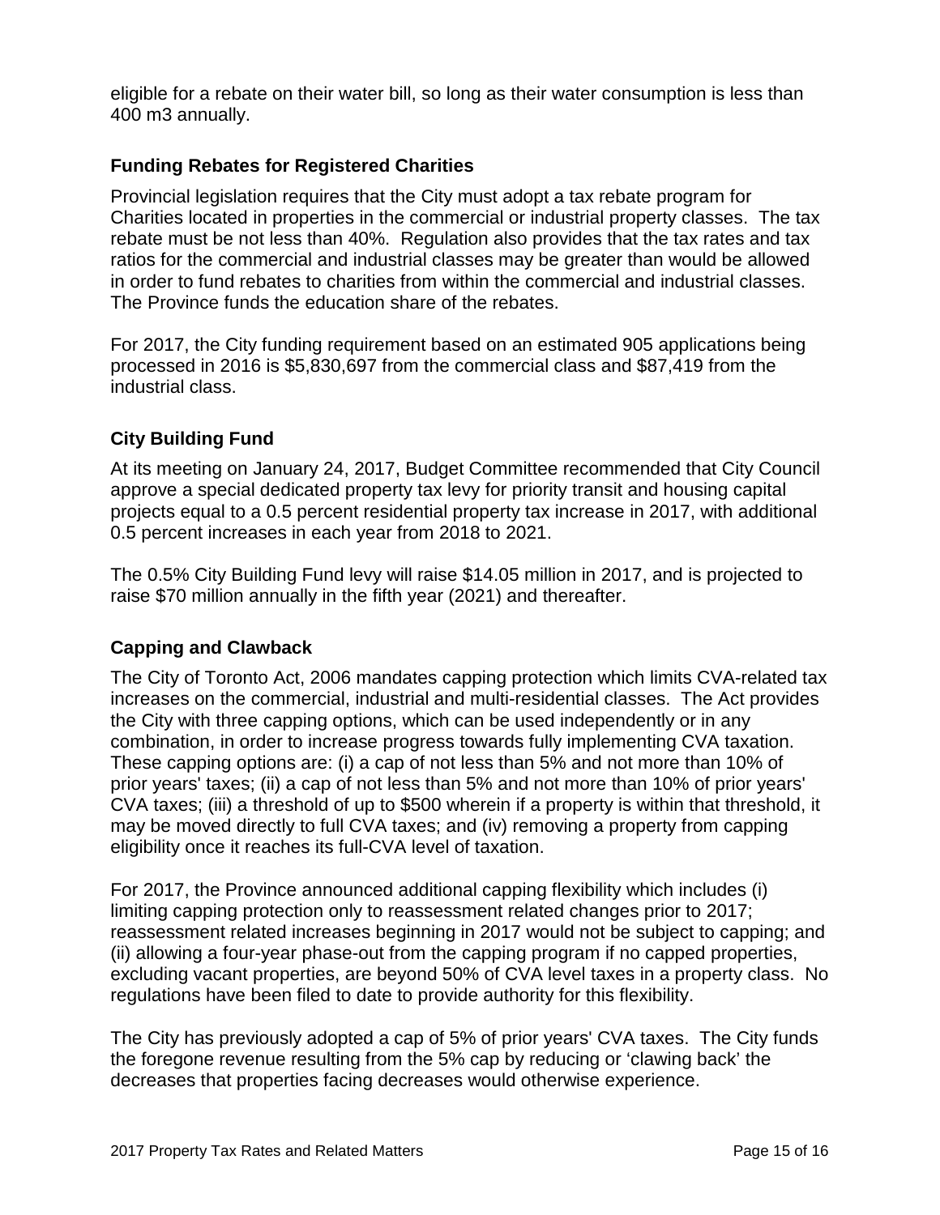eligible for a rebate on their water bill, so long as their water consumption is less than 400 m3 annually.

### Funding Rebates for Registered Charities

Provincial legislation requires that the City must adopt a tax rebate program for Charities located in properties in the commercial or industrial property classes. The tax rebate must be not less than 40%. Regulation also provides that the tax rates and tax ratios for the commercial and industrial classes may be greater than would be allowed in order to fund rebates to charities from within the commercial and industrial classes. The Province funds the education share of the rebates.

For 2017, the City funding requirement based on an estimated 905 applications being processed in 2016 is $5,830,697 from the commercial class and $87,419 from the industrial class.

### City Building Fund

At its meeting on January 24, 2017, Budget Committee recommended that City Council approve a special dedicated property tax levy for priority transit and housing capital projects equal to a 0.5 percent residential property tax increase in 2017, with additional 0.5 percent increases in each year from 2018 to 2021.

The 0.5% City Building Fund levy will raise $14.05 million in 2017, and is projected to raise $70 million annually in the fifth year (2021) and thereafter.

### Capping and Clawback

The City of Toronto Act, 2006 mandates capping protection which limits CVA-related tax increases on the commercial, industrial and multi-residential classes. The Act provides the City with three capping options, which can be used independently or in any combination, in order to increase progress towards fully implementing CVA taxation. These capping options are: (i) a cap of not less than 5% and not more than 10% of prior years' taxes; (ii) a cap of not less than 5% and not more than 10% of prior years' CVA taxes; (iii) a threshold of up to $500 wherein if a property is within that threshold, it may be moved directly to full CVA taxes; and (iv) removing a property from capping eligibility once it reaches its full-CVA level of taxation.

For 2017, the Province announced additional capping flexibility which includes (i) limiting capping protection only to reassessment related changes prior to 2017; reassessment related increases beginning in 2017 would not be subject to capping; and (ii) allowing a four-year phase-out from the capping program if no capped properties, excluding vacant properties, are beyond 50% of CVA level taxes in a property class. No regulations have been filed to date to provide authority for this flexibility.

The City has previously adopted a cap of 5% of prior years' CVA taxes. The City funds the foregone revenue resulting from the 5% cap by reducing or 'clawing back' the decreases that properties facing decreases would otherwise experience.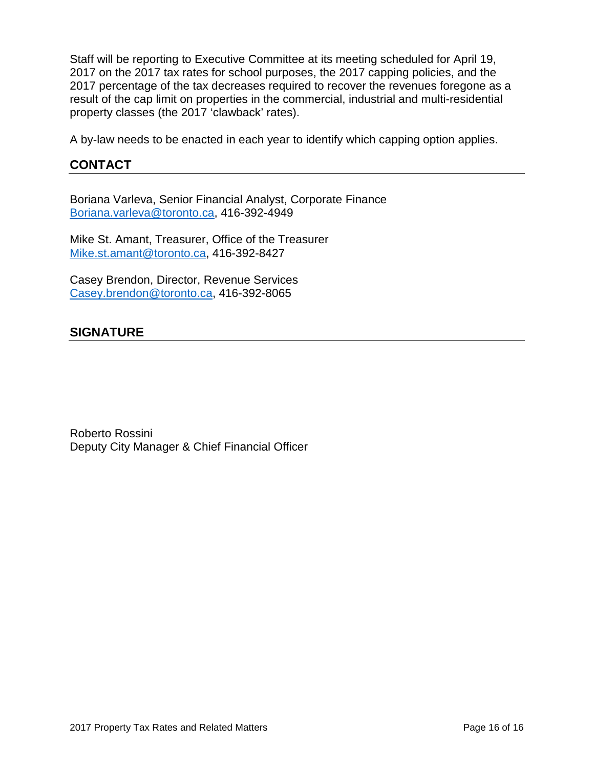Staff will be reporting to Executive Committee at its meeting scheduled for April 19, 2017 on the 2017 tax rates for school purposes, the 2017 capping policies, and the 2017 percentage of the tax decreases required to recover the revenues foregone as a result of the cap limit on properties in the commercial, industrial and multi-residential property classes (the 2017 'clawback' rates).

A by-law needs to be enacted in each year to identify which capping option applies.

## CONTACT

Boriana Varleva, Senior Financial Analyst, Corporate Finance
Boriana.varleva@toronto.ca, 416-392-4949

Mike St. Amant, Treasurer, Office of the Treasurer
Mike.st.amant@toronto.ca, 416-392-8427

Casey Brendon, Director, Revenue Services
Casey.brendon@toronto.ca, 416-392-8065

## SIGNATURE

Roberto Rossini
Deputy City Manager & Chief Financial Officer